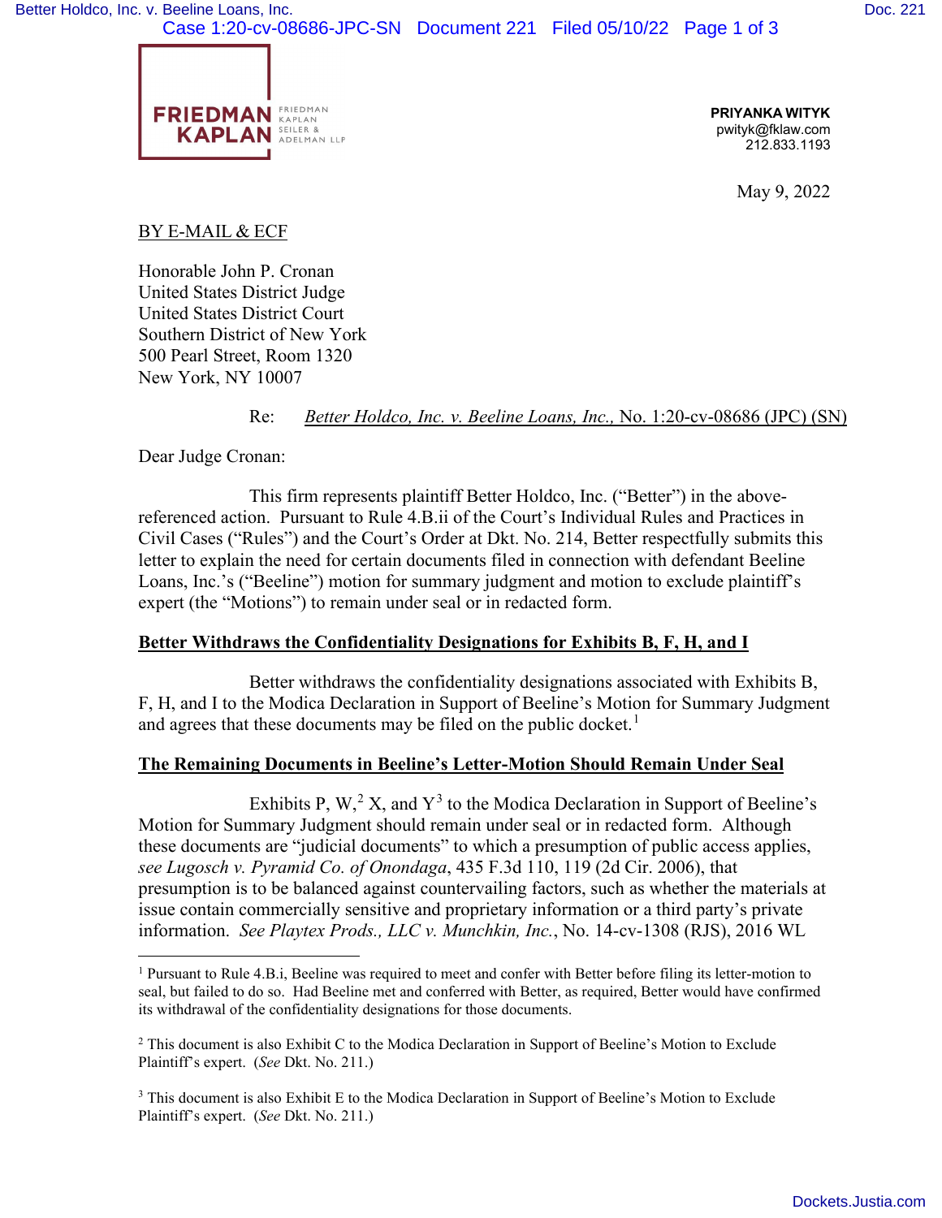FRIEDMAN KAPLAN SEILER & ADELMAN LLP

**PRIYANKA WITYK**
pwityk@fklaw.com
212.833.1193

May 9, 2022

BY E-MAIL & ECF

Honorable John P. Cronan
United States District Judge
United States District Court
Southern District of New York
500 Pearl Street, Room 1320
New York, NY 10007

Re: *Better Holdco, Inc. v. Beeline Loans, Inc.*, No. 1:20-cv-08686 (JPC) (SN)

Dear Judge Cronan:

This firm represents plaintiff Better Holdco, Inc. ("Better") in the above-referenced action. Pursuant to Rule 4.B.ii of the Court's Individual Rules and Practices in Civil Cases ("Rules") and the Court's Order at Dkt. No. 214, Better respectfully submits this letter to explain the need for certain documents filed in connection with defendant Beeline Loans, Inc.'s ("Beeline") motion for summary judgment and motion to exclude plaintiff's expert (the "Motions") to remain under seal or in redacted form.

**Better Withdraws the Confidentiality Designations for Exhibits B, F, H, and I**

Better withdraws the confidentiality designations associated with Exhibits B, F, H, and I to the Modica Declaration in Support of Beeline's Motion for Summary Judgment and agrees that these documents may be filed on the public docket.[1]

**The Remaining Documents in Beeline's Letter-Motion Should Remain Under Seal**

Exhibits P, W,[2] X, and Y[3] to the Modica Declaration in Support of Beeline's Motion for Summary Judgment should remain under seal or in redacted form. Although these documents are "judicial documents" to which a presumption of public access applies, *see Lugosch v. Pyramid Co. of Onondaga*, 435 F.3d 110, 119 (2d Cir. 2006), that presumption is to be balanced against countervailing factors, such as whether the materials at issue contain commercially sensitive and proprietary information or a third party's private information. *See Playtex Prods., LLC v. Munchkin, Inc.*, No. 14-cv-1308 (RJS), 2016 WL

---

[1] Pursuant to Rule 4.B.i, Beeline was required to meet and confer with Better before filing its letter-motion to seal, but failed to do so. Had Beeline met and conferred with Better, as required, Better would have confirmed its withdrawal of the confidentiality designations for those documents.

[2] This document is also Exhibit C to the Modica Declaration in Support of Beeline's Motion to Exclude Plaintiff's expert. (*See* Dkt. No. 211.)

[3] This document is also Exhibit E to the Modica Declaration in Support of Beeline's Motion to Exclude Plaintiff's expert. (*See* Dkt. No. 211.)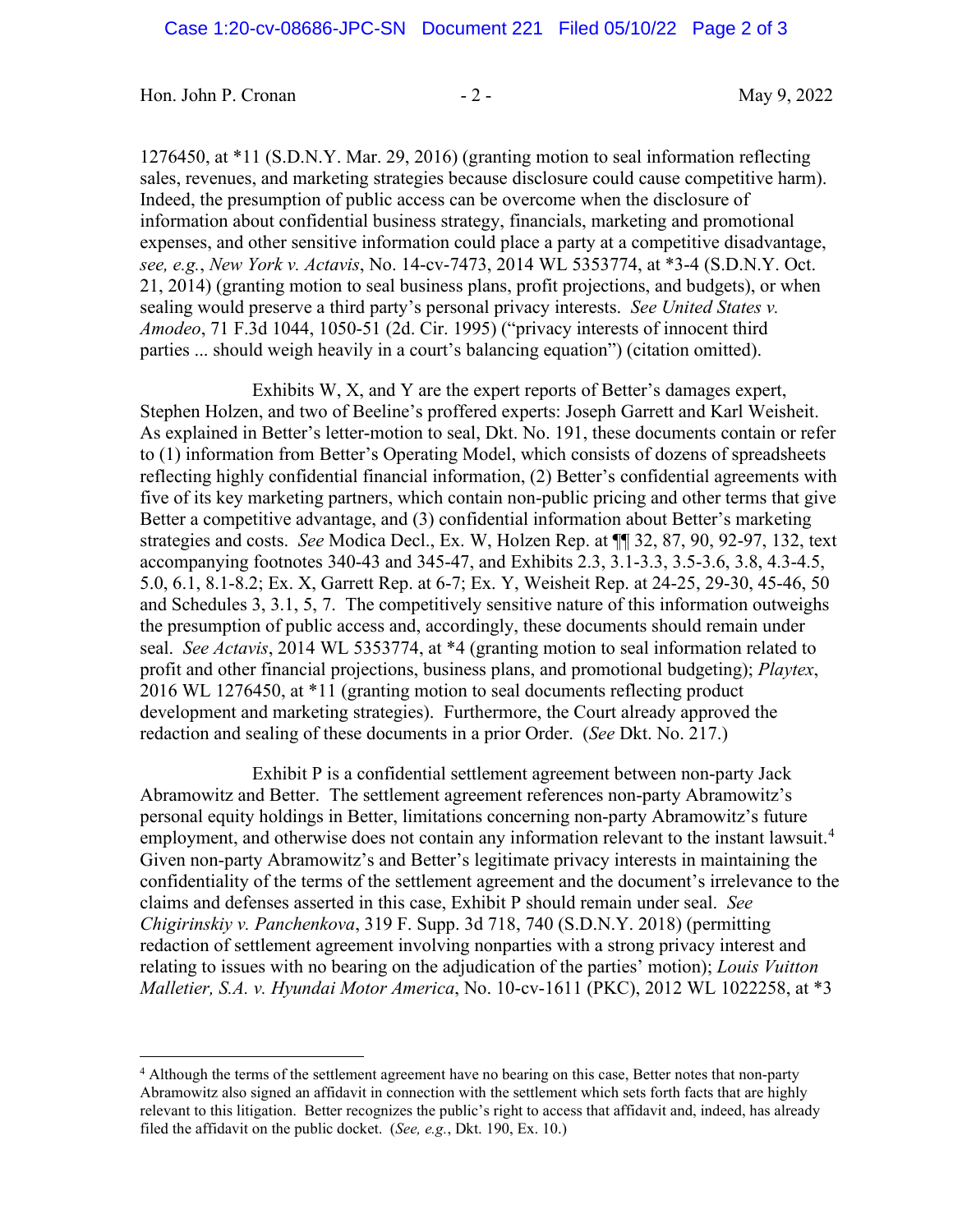1276450, at *11 (S.D.N.Y. Mar. 29, 2016) (granting motion to seal information reflecting sales, revenues, and marketing strategies because disclosure could cause competitive harm). Indeed, the presumption of public access can be overcome when the disclosure of information about confidential business strategy, financials, marketing and promotional expenses, and other sensitive information could place a party at a competitive disadvantage, *see, e.g.*, *New York v. Actavis*, No. 14-cv-7473, 2014 WL 5353774, at *3-4 (S.D.N.Y. Oct. 21, 2014) (granting motion to seal business plans, profit projections, and budgets), or when sealing would preserve a third party's personal privacy interests. *See United States v. Amodeo*, 71 F.3d 1044, 1050-51 (2d. Cir. 1995) ("privacy interests of innocent third parties ... should weigh heavily in a court's balancing equation") (citation omitted).

Exhibits W, X, and Y are the expert reports of Better's damages expert, Stephen Holzen, and two of Beeline's proffered experts: Joseph Garrett and Karl Weisheit. As explained in Better's letter-motion to seal, Dkt. No. 191, these documents contain or refer to (1) information from Better's Operating Model, which consists of dozens of spreadsheets reflecting highly confidential financial information, (2) Better's confidential agreements with five of its key marketing partners, which contain non-public pricing and other terms that give Better a competitive advantage, and (3) confidential information about Better's marketing strategies and costs. *See* Modica Decl., Ex. W, Holzen Rep. at ¶¶ 32, 87, 90, 92-97, 132, text accompanying footnotes 340-43 and 345-47, and Exhibits 2.3, 3.1-3.3, 3.5-3.6, 3.8, 4.3-4.5, 5.0, 6.1, 8.1-8.2; Ex. X, Garrett Rep. at 6-7; Ex. Y, Weisheit Rep. at 24-25, 29-30, 45-46, 50 and Schedules 3, 3.1, 5, 7. The competitively sensitive nature of this information outweighs the presumption of public access and, accordingly, these documents should remain under seal. *See Actavis*, 2014 WL 5353774, at *4 (granting motion to seal information related to profit and other financial projections, business plans, and promotional budgeting); *Playtex*, 2016 WL 1276450, at *11 (granting motion to seal documents reflecting product development and marketing strategies). Furthermore, the Court already approved the redaction and sealing of these documents in a prior Order. (*See* Dkt. No. 217.)

Exhibit P is a confidential settlement agreement between non-party Jack Abramowitz and Better. The settlement agreement references non-party Abramowitz's personal equity holdings in Better, limitations concerning non-party Abramowitz's future employment, and otherwise does not contain any information relevant to the instant lawsuit.[4] Given non-party Abramowitz's and Better's legitimate privacy interests in maintaining the confidentiality of the terms of the settlement agreement and the document's irrelevance to the claims and defenses asserted in this case, Exhibit P should remain under seal. *See Chigirinskiy v. Panchenkova*, 319 F. Supp. 3d 718, 740 (S.D.N.Y. 2018) (permitting redaction of settlement agreement involving nonparties with a strong privacy interest and relating to issues with no bearing on the adjudication of the parties' motion); *Louis Vuitton Malletier, S.A. v. Hyundai Motor America*, No. 10-cv-1611 (PKC), 2012 WL 1022258, at *3

---

[4] Although the terms of the settlement agreement have no bearing on this case, Better notes that non-party Abramowitz also signed an affidavit in connection with the settlement which sets forth facts that are highly relevant to this litigation. Better recognizes the public's right to access that affidavit and, indeed, has already filed the affidavit on the public docket. (*See, e.g.*, Dkt. 190, Ex. 10.)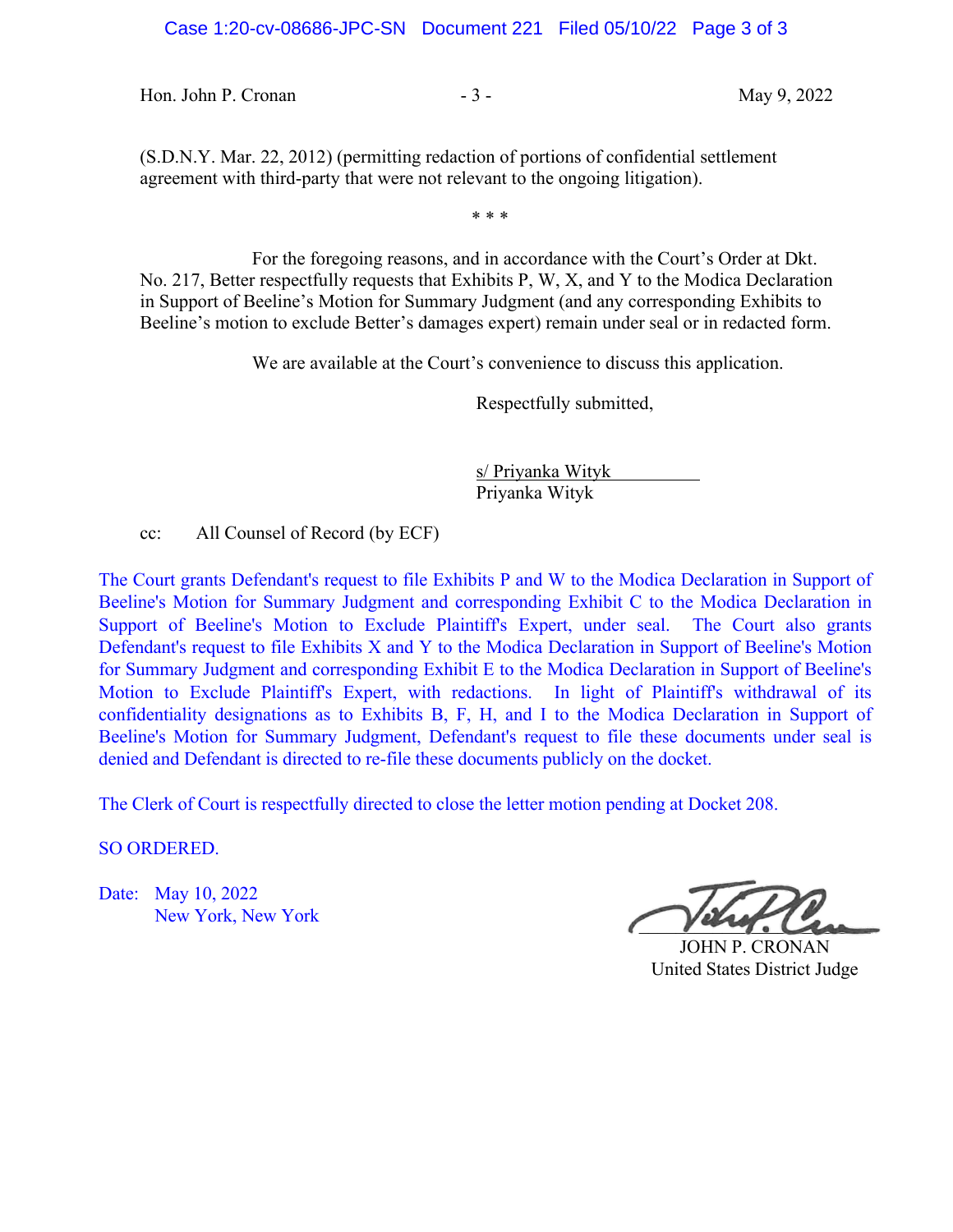Hon. John P. Cronan — May 9, 2022

(S.D.N.Y. Mar. 22, 2012) (permitting redaction of portions of confidential settlement agreement with third-party that were not relevant to the ongoing litigation).

\* \* \*

For the foregoing reasons, and in accordance with the Court's Order at Dkt. No. 217, Better respectfully requests that Exhibits P, W, X, and Y to the Modica Declaration in Support of Beeline's Motion for Summary Judgment (and any corresponding Exhibits to Beeline's motion to exclude Better's damages expert) remain under seal or in redacted form.

We are available at the Court's convenience to discuss this application.

Respectfully submitted,

s/ Priyanka Wityk
Priyanka Wityk

cc: All Counsel of Record (by ECF)

The Court grants Defendant's request to file Exhibits P and W to the Modica Declaration in Support of Beeline's Motion for Summary Judgment and corresponding Exhibit C to the Modica Declaration in Support of Beeline's Motion to Exclude Plaintiff's Expert, under seal. The Court also grants Defendant's request to file Exhibits X and Y to the Modica Declaration in Support of Beeline's Motion for Summary Judgment and corresponding Exhibit E to the Modica Declaration in Support of Beeline's Motion to Exclude Plaintiff's Expert, with redactions. In light of Plaintiff's withdrawal of its confidentiality designations as to Exhibits B, F, H, and I to the Modica Declaration in Support of Beeline's Motion for Summary Judgment, Defendant's request to file these documents under seal is denied and Defendant is directed to re-file these documents publicly on the docket.

The Clerk of Court is respectfully directed to close the letter motion pending at Docket 208.

SO ORDERED.

Date: May 10, 2022
New York, New York

JOHN P. CRONAN
United States District Judge